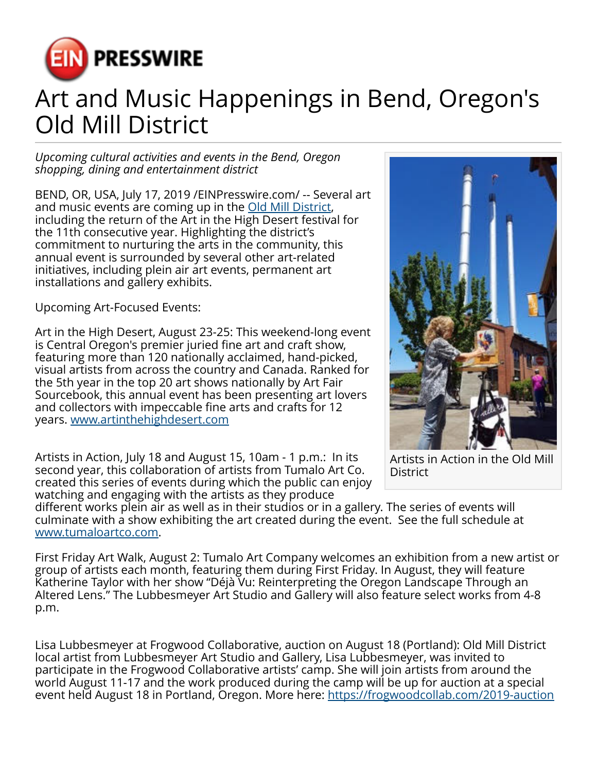# Art and Music Happenings in Bend, Oregon's Old Mill District

*Upcoming cultural activities and events in the Bend, Oregon shopping, dining and entertainment district*

BEND, OR, USA, July 17, 2019 /EINPresswire.com/ -- Several art and music events are coming up in the Old Mill District, including the return of the Art in the High Desert festival for the 11th consecutive year. Highlighting the district's commitment to nurturing the arts in the community, this annual event is surrounded by several other art-related initiatives, including plein air art events, permanent art installations and gallery exhibits.

Artists in Action in the Old Mill District

Upcoming Art-Focused Events:

Art in the High Desert, August 23-25: This weekend-long event is Central Oregon's premier juried fine art and craft show, featuring more than 120 nationally acclaimed, hand-picked, visual artists from across the country and Canada. Ranked for the 5th year in the top 20 art shows nationally by Art Fair Sourcebook, this annual event has been presenting art lovers and collectors with impeccable fine arts and crafts for 12 years. www.artinthehighdesert.com

Artists in Action, July 18 and August 15, 10am - 1 p.m.: In its second year, this collaboration of artists from Tumalo Art Co. created this series of events during which the public can enjoy watching and engaging with the artists as they produce different works plein air as well as in their studios or in a gallery. The series of events will culminate with a show exhibiting the art created during the event. See the full schedule at www.tumaloartco.com.

First Friday Art Walk, August 2: Tumalo Art Company welcomes an exhibition from a new artist or group of artists each month, featuring them during First Friday. In August, they will feature Katherine Taylor with her show "Déjà Vu: Reinterpreting the Oregon Landscape Through an Altered Lens." The Lubbesmeyer Art Studio and Gallery will also feature select works from 4-8 p.m.

Lisa Lubbesmeyer at Frogwood Collaborative, auction on August 18 (Portland): Old Mill District local artist from Lubbesmeyer Art Studio and Gallery, Lisa Lubbesmeyer, was invited to participate in the Frogwood Collaborative artists' camp. She will join artists from around the world August 11-17 and the work produced during the camp will be up for auction at a special event held August 18 in Portland, Oregon. More here: https://frogwoodcollab.com/2019-auction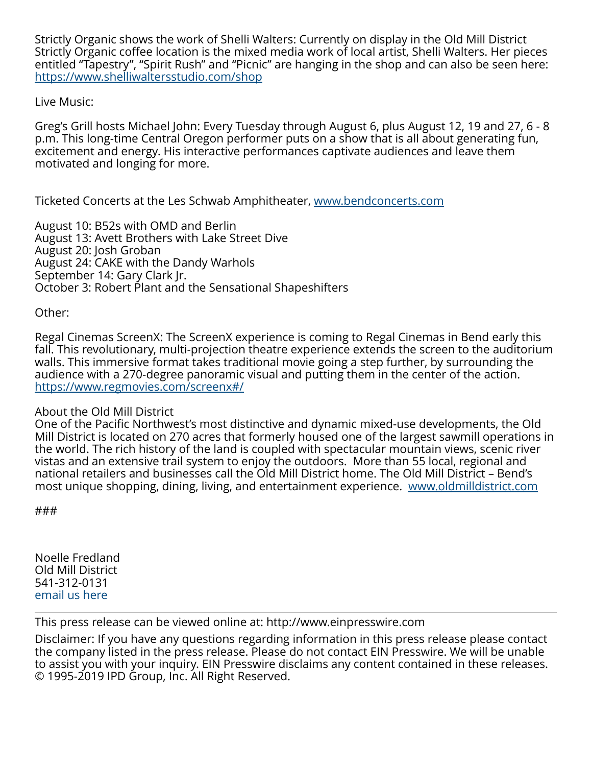Strictly Organic shows the work of Shelli Walters: Currently on display in the Old Mill District Strictly Organic coffee location is the mixed media work of local artist, Shelli Walters. Her pieces entitled “Tapestry”, “Spirit Rush” and “Picnic” are hanging in the shop and can also be seen here: https://www.shelliwaltersstudio.com/shop

Live Music:

Greg’s Grill hosts Michael John: Every Tuesday through August 6, plus August 12, 19 and 27, 6 - 8 p.m. This long-time Central Oregon performer puts on a show that is all about generating fun, excitement and energy. His interactive performances captivate audiences and leave them motivated and longing for more.

Ticketed Concerts at the Les Schwab Amphitheater, www.bendconcerts.com

August 10: B52s with OMD and Berlin
August 13: Avett Brothers with Lake Street Dive
August 20: Josh Groban
August 24: CAKE with the Dandy Warhols
September 14: Gary Clark Jr.
October 3: Robert Plant and the Sensational Shapeshifters

Other:

Regal Cinemas ScreenX: The ScreenX experience is coming to Regal Cinemas in Bend early this fall. This revolutionary, multi-projection theatre experience extends the screen to the auditorium walls. This immersive format takes traditional movie going a step further, by surrounding the audience with a 270-degree panoramic visual and putting them in the center of the action. https://www.regmovies.com/screenx#/

About the Old Mill District
One of the Pacific Northwest’s most distinctive and dynamic mixed-use developments, the Old Mill District is located on 270 acres that formerly housed one of the largest sawmill operations in the world. The rich history of the land is coupled with spectacular mountain views, scenic river vistas and an extensive trail system to enjoy the outdoors. More than 55 local, regional and national retailers and businesses call the Old Mill District home. The Old Mill District – Bend’s most unique shopping, dining, living, and entertainment experience. www.oldmilldistrict.com

###

Noelle Fredland
Old Mill District
541-312-0131
email us here

---

This press release can be viewed online at: http://www.einpresswire.com

Disclaimer: If you have any questions regarding information in this press release please contact the company listed in the press release. Please do not contact EIN Presswire. We will be unable to assist you with your inquiry. EIN Presswire disclaims any content contained in these releases. © 1995-2019 IPD Group, Inc. All Right Reserved.